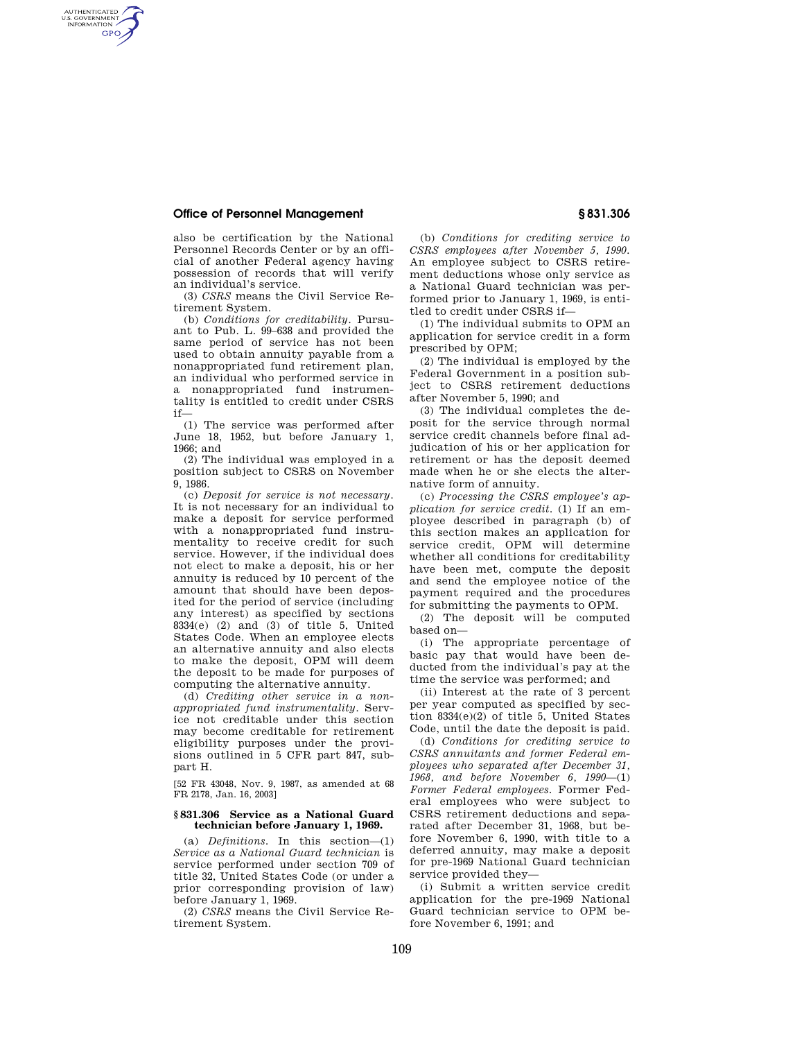also be certification by the National Personnel Records Center or by an official of another Federal agency having possession of records that will verify an individual's service.

(3) *CSRS* means the Civil Service Retirement System.

(b) *Conditions for creditability.* Pursuant to Pub. L. 99–638 and provided the same period of service has not been used to obtain annuity payable from a nonappropriated fund retirement plan, an individual who performed service in a nonappropriated fund instrumentality is entitled to credit under CSRS if—

(1) The service was performed after June 18, 1952, but before January 1, 1966; and

(2) The individual was employed in a position subject to CSRS on November 9, 1986.

(c) *Deposit for service is not necessary.* It is not necessary for an individual to make a deposit for service performed with a nonappropriated fund instrumentality to receive credit for such service. However, if the individual does not elect to make a deposit, his or her annuity is reduced by 10 percent of the amount that should have been deposited for the period of service (including any interest) as specified by sections 8334(e) (2) and (3) of title 5, United States Code. When an employee elects an alternative annuity and also elects to make the deposit, OPM will deem the deposit to be made for purposes of computing the alternative annuity.

(d) *Crediting other service in a nonappropriated fund instrumentality.* Service not creditable under this section may become creditable for retirement eligibility purposes under the provisions outlined in 5 CFR part 847, subpart H.

[52 FR 43048, Nov. 9, 1987, as amended at 68 FR 2178, Jan. 16, 2003]

### § 831.306 Service as a National Guard technician before January 1, 1969.

(a) *Definitions.* In this section—(1) *Service as a National Guard technician* is service performed under section 709 of title 32, United States Code (or under a prior corresponding provision of law) before January 1, 1969.

(2) *CSRS* means the Civil Service Retirement System.

(b) *Conditions for crediting service to CSRS employees after November 5, 1990.* An employee subject to CSRS retirement deductions whose only service as a National Guard technician was performed prior to January 1, 1969, is entitled to credit under CSRS if—

(1) The individual submits to OPM an application for service credit in a form prescribed by OPM;

(2) The individual is employed by the Federal Government in a position subject to CSRS retirement deductions after November 5, 1990; and

(3) The individual completes the deposit for the service through normal service credit channels before final adjudication of his or her application for retirement or has the deposit deemed made when he or she elects the alternative form of annuity.

(c) *Processing the CSRS employee's application for service credit.* (1) If an employee described in paragraph (b) of this section makes an application for service credit, OPM will determine whether all conditions for creditability have been met, compute the deposit and send the employee notice of the payment required and the procedures for submitting the payments to OPM.

(2) The deposit will be computed based on—

(i) The appropriate percentage of basic pay that would have been deducted from the individual's pay at the time the service was performed; and

(ii) Interest at the rate of 3 percent per year computed as specified by section 8334(e)(2) of title 5, United States Code, until the date the deposit is paid.

(d) *Conditions for crediting service to CSRS annuitants and former Federal employees who separated after December 31, 1968, and before November 6, 1990*—(1) *Former Federal employees.* Former Federal employees who were subject to CSRS retirement deductions and separated after December 31, 1968, but before November 6, 1990, with title to a deferred annuity, may make a deposit for pre-1969 National Guard technician service provided they—

(i) Submit a written service credit application for the pre-1969 National Guard technician service to OPM before November 6, 1991; and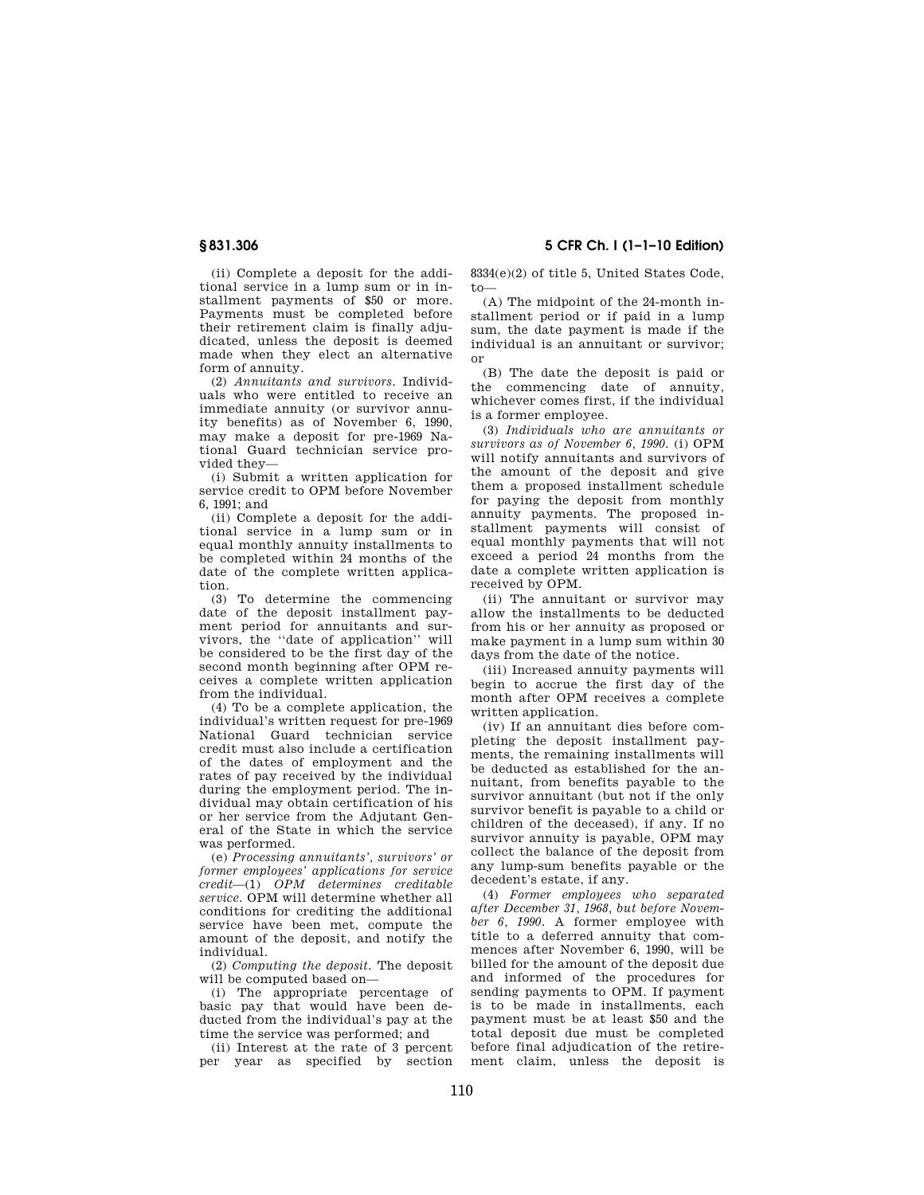(ii) Complete a deposit for the additional service in a lump sum or in installment payments of $50 or more. Payments must be completed before their retirement claim is finally adjudicated, unless the deposit is deemed made when they elect an alternative form of annuity.

(2) *Annuitants and survivors.* Individuals who were entitled to receive an immediate annuity (or survivor annuity benefits) as of November 6, 1990, may make a deposit for pre-1969 National Guard technician service provided they—

(i) Submit a written application for service credit to OPM before November 6, 1991; and

(ii) Complete a deposit for the additional service in a lump sum or in equal monthly annuity installments to be completed within 24 months of the date of the complete written application.

(3) To determine the commencing date of the deposit installment payment period for annuitants and survivors, the "date of application" will be considered to be the first day of the second month beginning after OPM receives a complete written application from the individual.

(4) To be a complete application, the individual's written request for pre-1969 National Guard technician service credit must also include a certification of the dates of employment and the rates of pay received by the individual during the employment period. The individual may obtain certification of his or her service from the Adjutant General of the State in which the service was performed.

(e) *Processing annuitants', survivors' or former employees' applications for service credit*—(1) *OPM determines creditable service.* OPM will determine whether all conditions for crediting the additional service have been met, compute the amount of the deposit, and notify the individual.

(2) *Computing the deposit.* The deposit will be computed based on—

(i) The appropriate percentage of basic pay that would have been deducted from the individual's pay at the time the service was performed; and

(ii) Interest at the rate of 3 percent per year as specified by section 8334(e)(2) of title 5, United States Code, to—

(A) The midpoint of the 24-month installment period or if paid in a lump sum, the date payment is made if the individual is an annuitant or survivor; or

(B) The date the deposit is paid or the commencing date of annuity, whichever comes first, if the individual is a former employee.

(3) *Individuals who are annuitants or survivors as of November 6, 1990.* (i) OPM will notify annuitants and survivors of the amount of the deposit and give them a proposed installment schedule for paying the deposit from monthly annuity payments. The proposed installment payments will consist of equal monthly payments that will not exceed a period 24 months from the date a complete written application is received by OPM.

(ii) The annuitant or survivor may allow the installments to be deducted from his or her annuity as proposed or make payment in a lump sum within 30 days from the date of the notice.

(iii) Increased annuity payments will begin to accrue the first day of the month after OPM receives a complete written application.

(iv) If an annuitant dies before completing the deposit installment payments, the remaining installments will be deducted as established for the annuitant, from benefits payable to the survivor annuitant (but not if the only survivor benefit is payable to a child or children of the deceased), if any. If no survivor annuity is payable, OPM may collect the balance of the deposit from any lump-sum benefits payable or the decedent's estate, if any.

(4) *Former employees who separated after December 31, 1968, but before November 6, 1990.* A former employee with title to a deferred annuity that commences after November 6, 1990, will be billed for the amount of the deposit due and informed of the procedures for sending payments to OPM. If payment is to be made in installments, each payment must be at least $50 and the total deposit due must be completed before final adjudication of the retirement claim, unless the deposit is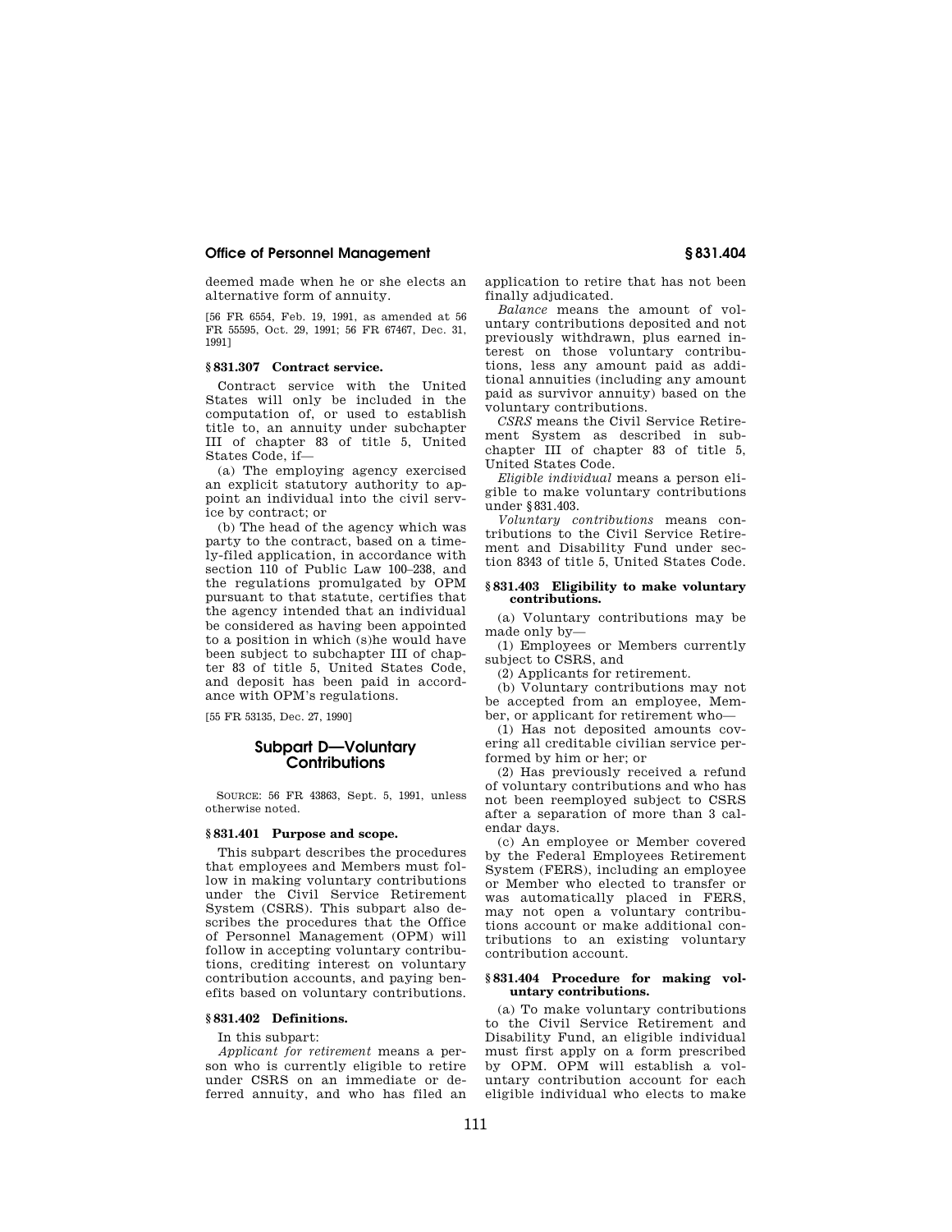deemed made when he or she elects an alternative form of annuity.

[56 FR 6554, Feb. 19, 1991, as amended at 56 FR 55595, Oct. 29, 1991; 56 FR 67467, Dec. 31, 1991]

### § 831.307 Contract service.

Contract service with the United States will only be included in the computation of, or used to establish title to, an annuity under subchapter III of chapter 83 of title 5, United States Code, if—

(a) The employing agency exercised an explicit statutory authority to appoint an individual into the civil service by contract; or

(b) The head of the agency which was party to the contract, based on a timely-filed application, in accordance with section 110 of Public Law 100–238, and the regulations promulgated by OPM pursuant to that statute, certifies that the agency intended that an individual be considered as having been appointed to a position in which (s)he would have been subject to subchapter III of chapter 83 of title 5, United States Code, and deposit has been paid in accordance with OPM's regulations.

[55 FR 53135, Dec. 27, 1990]

## Subpart D—Voluntary Contributions

SOURCE: 56 FR 43863, Sept. 5, 1991, unless otherwise noted.

### § 831.401 Purpose and scope.

This subpart describes the procedures that employees and Members must follow in making voluntary contributions under the Civil Service Retirement System (CSRS). This subpart also describes the procedures that the Office of Personnel Management (OPM) will follow in accepting voluntary contributions, crediting interest on voluntary contribution accounts, and paying benefits based on voluntary contributions.

### § 831.402 Definitions.

In this subpart:

*Applicant for retirement* means a person who is currently eligible to retire under CSRS on an immediate or deferred annuity, and who has filed an application to retire that has not been finally adjudicated.

*Balance* means the amount of voluntary contributions deposited and not previously withdrawn, plus earned interest on those voluntary contributions, less any amount paid as additional annuities (including any amount paid as survivor annuity) based on the voluntary contributions.

*CSRS* means the Civil Service Retirement System as described in subchapter III of chapter 83 of title 5, United States Code.

*Eligible individual* means a person eligible to make voluntary contributions under § 831.403.

*Voluntary contributions* means contributions to the Civil Service Retirement and Disability Fund under section 8343 of title 5, United States Code.

### § 831.403 Eligibility to make voluntary contributions.

(a) Voluntary contributions may be made only by—

(1) Employees or Members currently subject to CSRS, and

(2) Applicants for retirement.

(b) Voluntary contributions may not be accepted from an employee, Member, or applicant for retirement who—

(1) Has not deposited amounts covering all creditable civilian service performed by him or her; or

(2) Has previously received a refund of voluntary contributions and who has not been reemployed subject to CSRS after a separation of more than 3 calendar days.

(c) An employee or Member covered by the Federal Employees Retirement System (FERS), including an employee or Member who elected to transfer or was automatically placed in FERS, may not open a voluntary contributions account or make additional contributions to an existing voluntary contribution account.

### § 831.404 Procedure for making voluntary contributions.

(a) To make voluntary contributions to the Civil Service Retirement and Disability Fund, an eligible individual must first apply on a form prescribed by OPM. OPM will establish a voluntary contribution account for each eligible individual who elects to make